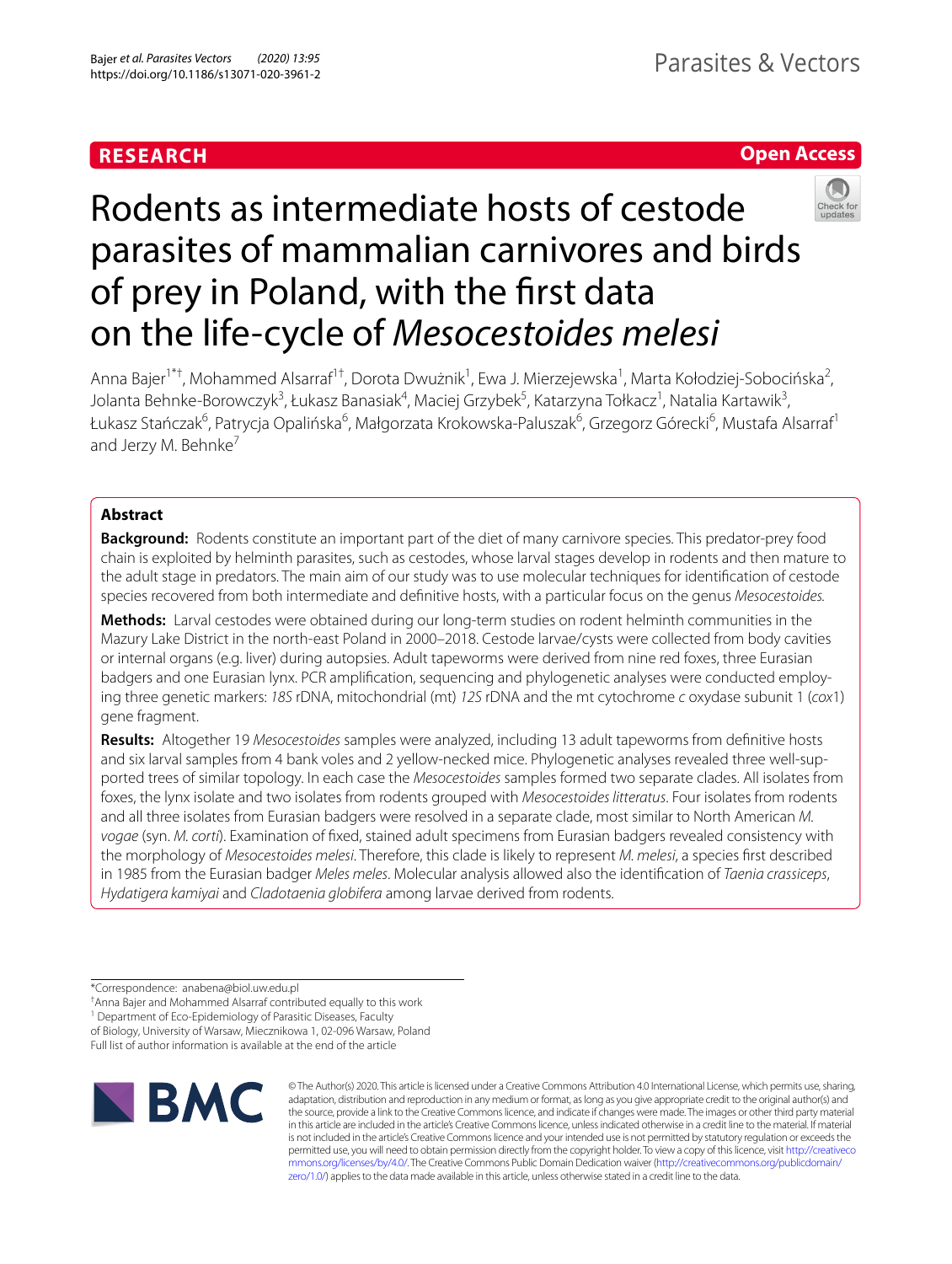RESEARCH

Open Access

# Rodents as intermediate hosts of cestode parasites of mammalian carnivores and birds of prey in Poland, with the first data on the life-cycle of *Mesocestoides melesi*

Anna Bajer[1*†], Mohammed Alsarraf[1†], Dorota Dwużnik[1], Ewa J. Mierzejewska[1], Marta Kołodziej-Sobocińska[2], Jolanta Behnke-Borowczyk[3], Łukasz Banasiak[4], Maciej Grzybek[5], Katarzyna Tołkacz[1], Natalia Kartawik[3], Łukasz Stańczak[6], Patrycja Opalińska[6], Małgorzata Krokowska-Paluszak[6], Grzegorz Górecki[6], Mustafa Alsarraf[1] and Jerzy M. Behnke[7]

## Abstract

**Background:** Rodents constitute an important part of the diet of many carnivore species. This predator-prey food chain is exploited by helminth parasites, such as cestodes, whose larval stages develop in rodents and then mature to the adult stage in predators. The main aim of our study was to use molecular techniques for identification of cestode species recovered from both intermediate and definitive hosts, with a particular focus on the genus *Mesocestoides*.

**Methods:** Larval cestodes were obtained during our long-term studies on rodent helminth communities in the Mazury Lake District in the north-east Poland in 2000–2018. Cestode larvae/cysts were collected from body cavities or internal organs (e.g. liver) during autopsies. Adult tapeworms were derived from nine red foxes, three Eurasian badgers and one Eurasian lynx. PCR amplification, sequencing and phylogenetic analyses were conducted employing three genetic markers: *18S* rDNA, mitochondrial (mt) *12S* rDNA and the mt cytochrome *c* oxydase subunit 1 (*cox*1) gene fragment.

**Results:** Altogether 19 *Mesocestoides* samples were analyzed, including 13 adult tapeworms from definitive hosts and six larval samples from 4 bank voles and 2 yellow-necked mice. Phylogenetic analyses revealed three well-supported trees of similar topology. In each case the *Mesocestoides* samples formed two separate clades. All isolates from foxes, the lynx isolate and two isolates from rodents grouped with *Mesocestoides litteratus*. Four isolates from rodents and all three isolates from Eurasian badgers were resolved in a separate clade, most similar to North American *M. vogae* (syn. *M. corti*). Examination of fixed, stained adult specimens from Eurasian badgers revealed consistency with the morphology of *Mesocestoides melesi*. Therefore, this clade is likely to represent *M. melesi*, a species first described in 1985 from the Eurasian badger *Meles meles*. Molecular analysis allowed also the identification of *Taenia crassiceps*, *Hydatigera kamiyai* and *Cladotaenia globifera* among larvae derived from rodents.

*Correspondence: anabena@biol.uw.edu.pl
†Anna Bajer and Mohammed Alsarraf contributed equally to this work
[1] Department of Eco-Epidemiology of Parasitic Diseases, Faculty of Biology, University of Warsaw, Miecznikowa 1, 02-096 Warsaw, Poland
Full list of author information is available at the end of the article

© The Author(s) 2020. This article is licensed under a Creative Commons Attribution 4.0 International License, which permits use, sharing, adaptation, distribution and reproduction in any medium or format, as long as you give appropriate credit to the original author(s) and the source, provide a link to the Creative Commons licence, and indicate if changes were made. The images or other third party material in this article are included in the article's Creative Commons licence, unless indicated otherwise in a credit line to the material. If material is not included in the article's Creative Commons licence and your intended use is not permitted by statutory regulation or exceeds the permitted use, you will need to obtain permission directly from the copyright holder. To view a copy of this licence, visit http://creativecommons.org/licenses/by/4.0/. The Creative Commons Public Domain Dedication waiver (http://creativecommons.org/publicdomain/zero/1.0/) applies to the data made available in this article, unless otherwise stated in a credit line to the data.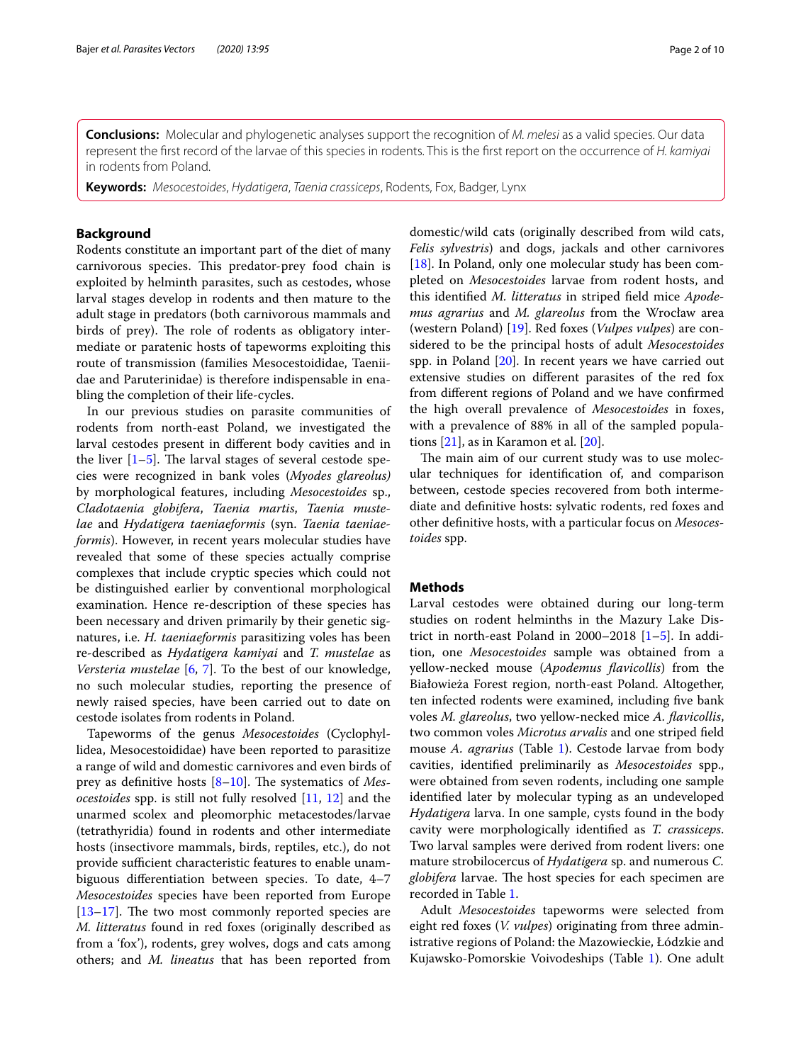**Conclusions:** Molecular and phylogenetic analyses support the recognition of *M. melesi* as a valid species. Our data represent the first record of the larvae of this species in rodents. This is the first report on the occurrence of *H. kamiyai* in rodents from Poland.

**Keywords:** *Mesocestoides*, *Hydatigera*, *Taenia crassiceps*, Rodents, Fox, Badger, Lynx

## Background

Rodents constitute an important part of the diet of many carnivorous species. This predator-prey food chain is exploited by helminth parasites, such as cestodes, whose larval stages develop in rodents and then mature to the adult stage in predators (both carnivorous mammals and birds of prey). The role of rodents as obligatory intermediate or paratenic hosts of tapeworms exploiting this route of transmission (families Mesocestoididae, Taeniidae and Paruterinidae) is therefore indispensable in enabling the completion of their life-cycles.

In our previous studies on parasite communities of rodents from north-east Poland, we investigated the larval cestodes present in different body cavities and in the liver [1–5]. The larval stages of several cestode species were recognized in bank voles (*Myodes glareolus)* by morphological features, including *Mesocestoides* sp., *Cladotaenia globifera*, *Taenia martis*, *Taenia mustelae* and *Hydatigera taeniaeformis* (syn. *Taenia taeniaeformis*). However, in recent years molecular studies have revealed that some of these species actually comprise complexes that include cryptic species which could not be distinguished earlier by conventional morphological examination. Hence re-description of these species has been necessary and driven primarily by their genetic signatures, i.e. *H. taeniaeformis* parasitizing voles has been re-described as *Hydatigera kamiyai* and *T. mustelae* as *Versteria mustelae* [6, 7]. To the best of our knowledge, no such molecular studies, reporting the presence of newly raised species, have been carried out to date on cestode isolates from rodents in Poland.

Tapeworms of the genus *Mesocestoides* (Cyclophyllidea, Mesocestoididae) have been reported to parasitize a range of wild and domestic carnivores and even birds of prey as definitive hosts [8–10]. The systematics of *Mesocestoides* spp. is still not fully resolved [11, 12] and the unarmed scolex and pleomorphic metacestodes/larvae (tetrathyridia) found in rodents and other intermediate hosts (insectivore mammals, birds, reptiles, etc.), do not provide sufficient characteristic features to enable unambiguous differentiation between species. To date, 4–7 *Mesocestoides* species have been reported from Europe [13–17]. The two most commonly reported species are *M. litteratus* found in red foxes (originally described as from a 'fox'), rodents, grey wolves, dogs and cats among others; and *M. lineatus* that has been reported from domestic/wild cats (originally described from wild cats, *Felis sylvestris*) and dogs, jackals and other carnivores [18]. In Poland, only one molecular study has been completed on *Mesocestoides* larvae from rodent hosts, and this identified *M. litteratus* in striped field mice *Apodemus agrarius* and *M. glareolus* from the Wrocław area (western Poland) [19]. Red foxes (*Vulpes vulpes*) are considered to be the principal hosts of adult *Mesocestoides* spp. in Poland [20]. In recent years we have carried out extensive studies on different parasites of the red fox from different regions of Poland and we have confirmed the high overall prevalence of *Mesocestoides* in foxes, with a prevalence of 88% in all of the sampled populations [21], as in Karamon et al. [20].

The main aim of our current study was to use molecular techniques for identification of, and comparison between, cestode species recovered from both intermediate and definitive hosts: sylvatic rodents, red foxes and other definitive hosts, with a particular focus on *Mesocestoides* spp.

## Methods

Larval cestodes were obtained during our long-term studies on rodent helminths in the Mazury Lake District in north-east Poland in 2000–2018 [1–5]. In addition, one *Mesocestoides* sample was obtained from a yellow-necked mouse (*Apodemus flavicollis*) from the Białowieża Forest region, north-east Poland. Altogether, ten infected rodents were examined, including five bank voles *M. glareolus*, two yellow-necked mice *A. flavicollis*, two common voles *Microtus arvalis* and one striped field mouse *A. agrarius* (Table 1). Cestode larvae from body cavities, identified preliminarily as *Mesocestoides* spp., were obtained from seven rodents, including one sample identified later by molecular typing as an undeveloped *Hydatigera* larva. In one sample, cysts found in the body cavity were morphologically identified as *T. crassiceps*. Two larval samples were derived from rodent livers: one mature strobilocercus of *Hydatigera* sp. and numerous *C. globifera* larvae. The host species for each specimen are recorded in Table 1.

Adult *Mesocestoides* tapeworms were selected from eight red foxes (*V. vulpes*) originating from three administrative regions of Poland: the Mazowieckie, Łódzkie and Kujawsko-Pomorskie Voivodeships (Table 1). One adult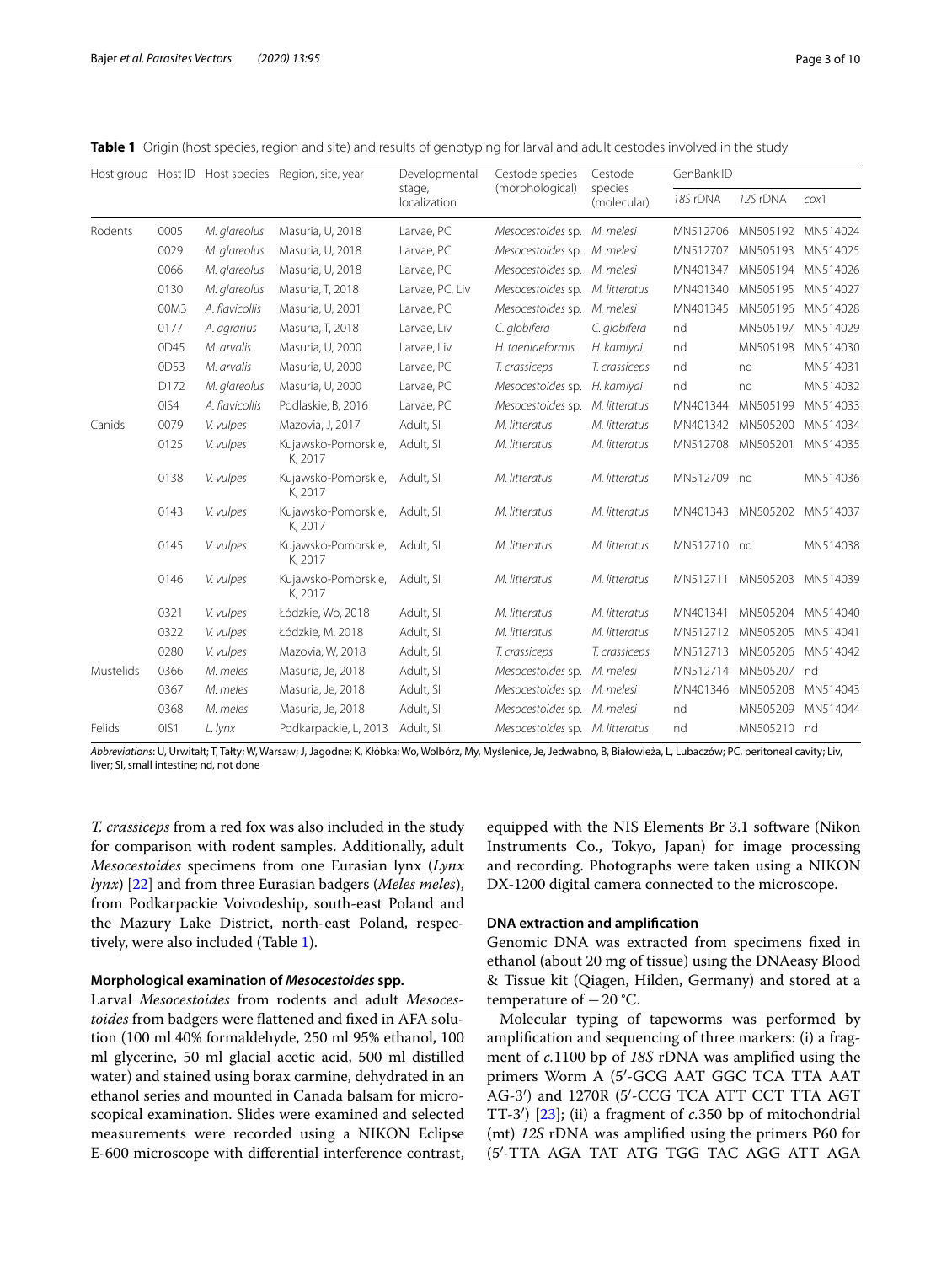**Table 1** Origin (host species, region and site) and results of genotyping for larval and adult cestodes involved in the study

| Host group | Host ID | Host species | Region, site, year | Developmental stage, localization | Cestode species (morphological) | Cestode species (molecular) | GenBank ID | | |
|---|---|---|---|---|---|---|---|---|---|
| | | | | | | | *18S* rDNA | *12S* rDNA | *cox*1 |
| Rodents | 0005 | *M. glareolus* | Masuria, U, 2018 | Larvae, PC | *Mesocestoides* sp. | *M. melesi* | MN512706 | MN505192 | MN514024 |
| | 0029 | *M. glareolus* | Masuria, U, 2018 | Larvae, PC | *Mesocestoides* sp. | *M. melesi* | MN512707 | MN505193 | MN514025 |
| | 0066 | *M. glareolus* | Masuria, U, 2018 | Larvae, PC | *Mesocestoides* sp. | *M. melesi* | MN401347 | MN505194 | MN514026 |
| | 0130 | *M. glareolus* | Masuria, T, 2018 | Larvae, PC, Liv | *Mesocestoides* sp. | *M. litteratus* | MN401340 | MN505195 | MN514027 |
| | 00M3 | *A. flavicollis* | Masuria, U, 2001 | Larvae, PC | *Mesocestoides* sp. | *M. melesi* | MN401345 | MN505196 | MN514028 |
| | 0177 | *A. agrarius* | Masuria, T, 2018 | Larvae, Liv | *C. globifera* | *C. globifera* | nd | MN505197 | MN514029 |
| | 0D45 | *M. arvalis* | Masuria, U, 2000 | Larvae, Liv | *H. taeniaeformis* | *H. kamiyai* | nd | MN505198 | MN514030 |
| | 0D53 | *M. arvalis* | Masuria, U, 2000 | Larvae, PC | *T. crassiceps* | *T. crassiceps* | nd | nd | MN514031 |
| | D172 | *M. glareolus* | Masuria, U, 2000 | Larvae, PC | *Mesocestoides* sp. | *H. kamiyai* | nd | nd | MN514032 |
| | 0IS4 | *A. flavicollis* | Podlaskie, B, 2016 | Larvae, PC | *Mesocestoides* sp. | *M. litteratus* | MN401344 | MN505199 | MN514033 |
| Canids | 0079 | *V. vulpes* | Mazovia, J, 2017 | Adult, SI | *M. litteratus* | *M. litteratus* | MN401342 | MN505200 | MN514034 |
| | 0125 | *V. vulpes* | Kujawsko-Pomorskie, K, 2017 | Adult, SI | *M. litteratus* | *M. litteratus* | MN512708 | MN505201 | MN514035 |
| | 0138 | *V. vulpes* | Kujawsko-Pomorskie, K, 2017 | Adult, SI | *M. litteratus* | *M. litteratus* | MN512709 | nd | MN514036 |
| | 0143 | *V. vulpes* | Kujawsko-Pomorskie, K, 2017 | Adult, SI | *M. litteratus* | *M. litteratus* | MN401343 | MN505202 | MN514037 |
| | 0145 | *V. vulpes* | Kujawsko-Pomorskie, K, 2017 | Adult, SI | *M. litteratus* | *M. litteratus* | MN512710 | nd | MN514038 |
| | 0146 | *V. vulpes* | Kujawsko-Pomorskie, K, 2017 | Adult, SI | *M. litteratus* | *M. litteratus* | MN512711 | MN505203 | MN514039 |
| | 0321 | *V. vulpes* | Łódzkie, Wo, 2018 | Adult, SI | *M. litteratus* | *M. litteratus* | MN401341 | MN505204 | MN514040 |
| | 0322 | *V. vulpes* | Łódzkie, M, 2018 | Adult, SI | *M. litteratus* | *M. litteratus* | MN512712 | MN505205 | MN514041 |
| | 0280 | *V. vulpes* | Mazovia, W, 2018 | Adult, SI | *T. crassiceps* | *T. crassiceps* | MN512713 | MN505206 | MN514042 |
| Mustelids | 0366 | *M. meles* | Masuria, Je, 2018 | Adult, SI | *Mesocestoides* sp. | *M. melesi* | MN512714 | MN505207 | nd |
| | 0367 | *M. meles* | Masuria, Je, 2018 | Adult, SI | *Mesocestoides* sp. | *M. melesi* | MN401346 | MN505208 | MN514043 |
| | 0368 | *M. meles* | Masuria, Je, 2018 | Adult, SI | *Mesocestoides* sp. | *M. melesi* | nd | MN505209 | MN514044 |
| Felids | 0IS1 | *L. lynx* | Podkarpackie, L, 2013 | Adult, SI | *Mesocestoides* sp. | *M. litteratus* | nd | MN505210 | nd |

*Abbreviations*: U, Urwitałt; T, Tałty; W, Warsaw; J, Jagodne; K, Kłóbka; Wo, Wolbórz, My, Myślenice, Je, Jedwabno, B, Białowieża, L, Lubaczów; PC, peritoneal cavity; Liv, liver; SI, small intestine; nd, not done

*T. crassiceps* from a red fox was also included in the study for comparison with rodent samples. Additionally, adult *Mesocestoides* specimens from one Eurasian lynx (*Lynx lynx*) [22] and from three Eurasian badgers (*Meles meles*), from Podkarpackie Voivodeship, south-east Poland and the Mazury Lake District, north-east Poland, respectively, were also included (Table 1).

#### Morphological examination of *Mesocestoides* spp.

Larval *Mesocestoides* from rodents and adult *Mesocestoides* from badgers were flattened and fixed in AFA solution (100 ml 40% formaldehyde, 250 ml 95% ethanol, 100 ml glycerine, 50 ml glacial acetic acid, 500 ml distilled water) and stained using borax carmine, dehydrated in an ethanol series and mounted in Canada balsam for microscopical examination. Slides were examined and selected measurements were recorded using a NIKON Eclipse E-600 microscope with differential interference contrast, equipped with the NIS Elements Br 3.1 software (Nikon Instruments Co., Tokyo, Japan) for image processing and recording. Photographs were taken using a NIKON DX-1200 digital camera connected to the microscope.

#### DNA extraction and amplification

Genomic DNA was extracted from specimens fixed in ethanol (about 20 mg of tissue) using the DNAeasy Blood & Tissue kit (Qiagen, Hilden, Germany) and stored at a temperature of −20 °C.

Molecular typing of tapeworms was performed by amplification and sequencing of three markers: (i) a fragment of *c.*1100 bp of *18S* rDNA was amplified using the primers Worm A (5′-GCG AAT GGC TCA TTA AAT AG-3′) and 1270R (5′-CCG TCA ATT CCT TTA AGT TT-3′) [23]; (ii) a fragment of *c.*350 bp of mitochondrial (mt) *12S* rDNA was amplified using the primers P60 for (5′-TTA AGA TAT ATG TGG TAC AGG ATT AGA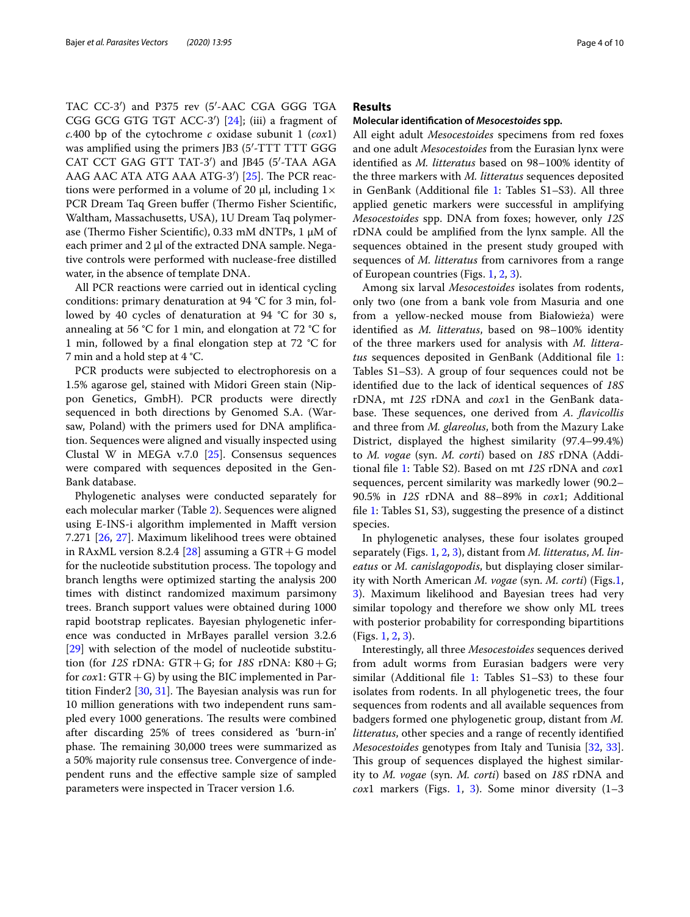TAC CC-3′) and P375 rev (5′-AAC CGA GGG TGA CGG GCG GTG TGT ACC-3′) [24]; (iii) a fragment of *c.*400 bp of the cytochrome *c* oxidase subunit 1 (*cox*1) was amplified using the primers JB3 (5′-TTT TTT GGG CAT CCT GAG GTT TAT-3′) and JB45 (5′-TAA AGA AAG AAC ATA ATG AAA ATG-3′) [25]. The PCR reactions were performed in a volume of 20 µl, including 1× PCR Dream Taq Green buffer (Thermo Fisher Scientific, Waltham, Massachusetts, USA), 1U Dream Taq polymerase (Thermo Fisher Scientific), 0.33 mM dNTPs, 1 µM of each primer and 2 µl of the extracted DNA sample. Negative controls were performed with nuclease-free distilled water, in the absence of template DNA.

All PCR reactions were carried out in identical cycling conditions: primary denaturation at 94 °C for 3 min, followed by 40 cycles of denaturation at 94 °C for 30 s, annealing at 56 °C for 1 min, and elongation at 72 °C for 1 min, followed by a final elongation step at 72 °C for 7 min and a hold step at 4 °C.

PCR products were subjected to electrophoresis on a 1.5% agarose gel, stained with Midori Green stain (Nippon Genetics, GmbH). PCR products were directly sequenced in both directions by Genomed S.A. (Warsaw, Poland) with the primers used for DNA amplification. Sequences were aligned and visually inspected using Clustal W in MEGA v.7.0 [25]. Consensus sequences were compared with sequences deposited in the GenBank database.

Phylogenetic analyses were conducted separately for each molecular marker (Table 2). Sequences were aligned using E-INS-i algorithm implemented in Mafft version 7.271 [26, 27]. Maximum likelihood trees were obtained in RAxML version 8.2.4 [28] assuming a GTR+G model for the nucleotide substitution process. The topology and branch lengths were optimized starting the analysis 200 times with distinct randomized maximum parsimony trees. Branch support values were obtained during 1000 rapid bootstrap replicates. Bayesian phylogenetic inference was conducted in MrBayes parallel version 3.2.6 [29] with selection of the model of nucleotide substitution (for *12S* rDNA: GTR+G; for *18S* rDNA: K80+G; for *cox*1: GTR+G) by using the BIC implemented in Partition Finder2 [30, 31]. The Bayesian analysis was run for 10 million generations with two independent runs sampled every 1000 generations. The results were combined after discarding 25% of trees considered as 'burn-in' phase. The remaining 30,000 trees were summarized as a 50% majority rule consensus tree. Convergence of independent runs and the effective sample size of sampled parameters were inspected in Tracer version 1.6.

## Results

### Molecular identification of *Mesocestoides* spp.

All eight adult *Mesocestoides* specimens from red foxes and one adult *Mesocestoides* from the Eurasian lynx were identified as *M. litteratus* based on 98–100% identity of the three markers with *M. litteratus* sequences deposited in GenBank (Additional file 1: Tables S1–S3). All three applied genetic markers were successful in amplifying *Mesocestoides* spp. DNA from foxes; however, only *12S* rDNA could be amplified from the lynx sample. All the sequences obtained in the present study grouped with sequences of *M. litteratus* from carnivores from a range of European countries (Figs. 1, 2, 3).

Among six larval *Mesocestoides* isolates from rodents, only two (one from a bank vole from Masuria and one from a yellow-necked mouse from Białowieża) were identified as *M. litteratus*, based on 98–100% identity of the three markers used for analysis with *M. litteratus* sequences deposited in GenBank (Additional file 1: Tables S1–S3). A group of four sequences could not be identified due to the lack of identical sequences of *18S* rDNA, mt *12S* rDNA and *cox*1 in the GenBank database. These sequences, one derived from *A. flavicollis* and three from *M. glareolus*, both from the Mazury Lake District, displayed the highest similarity (97.4–99.4%) to *M. vogae* (syn. *M. corti*) based on *18S* rDNA (Additional file 1: Table S2). Based on mt *12S* rDNA and *cox*1 sequences, percent similarity was markedly lower (90.2–90.5% in *12S* rDNA and 88–89% in *cox*1; Additional file 1: Tables S1, S3), suggesting the presence of a distinct species.

In phylogenetic analyses, these four isolates grouped separately (Figs. 1, 2, 3), distant from *M. litteratus*, *M. lineatus* or *M. canislagopodis*, but displaying closer similarity with North American *M. vogae* (syn. *M. corti*) (Figs.1, 3). Maximum likelihood and Bayesian trees had very similar topology and therefore we show only ML trees with posterior probability for corresponding bipartitions (Figs. 1, 2, 3).

Interestingly, all three *Mesocestoides* sequences derived from adult worms from Eurasian badgers were very similar (Additional file 1: Tables S1–S3) to these four isolates from rodents. In all phylogenetic trees, the four sequences from rodents and all available sequences from badgers formed one phylogenetic group, distant from *M. litteratus*, other species and a range of recently identified *Mesocestoides* genotypes from Italy and Tunisia [32, 33]. This group of sequences displayed the highest similarity to *M. vogae* (syn. *M. corti*) based on *18S* rDNA and *cox*1 markers (Figs. 1, 3). Some minor diversity (1–3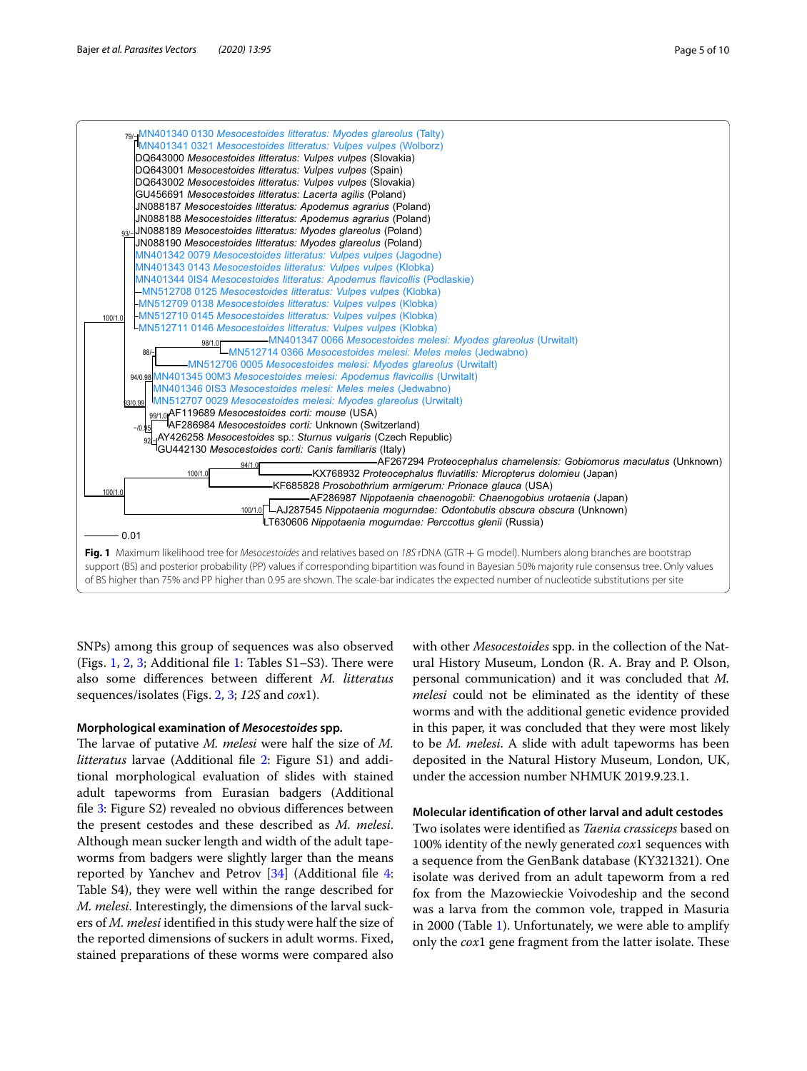MN401340 0130 *Mesocestoides litteratus: Myodes glareolus* (Talty)
MN401341 0321 *Mesocestoides litteratus: Vulpes vulpes* (Wolborz)
DQ643000 *Mesocestoides litteratus: Vulpes vulpes* (Slovakia)
DQ643001 *Mesocestoides litteratus: Vulpes vulpes* (Spain)
DQ643002 *Mesocestoides litteratus: Vulpes vulpes* (Slovakia)
GU456691 *Mesocestoides litteratus: Lacerta agilis* (Poland)
JN088187 *Mesocestoides litteratus: Apodemus agrarius* (Poland)
JN088188 *Mesocestoides litteratus: Apodemus agrarius* (Poland)
JN088189 *Mesocestoides litteratus: Myodes glareolus* (Poland)
JN088190 *Mesocestoides litteratus: Myodes glareolus* (Poland)
MN401342 0079 *Mesocestoides litteratus: Vulpes vulpes* (Jagodne)
MN401343 0143 *Mesocestoides litteratus: Vulpes vulpes* (Klobka)
MN401344 0IS4 *Mesocestoides litteratus: Apodemus flavicollis* (Podlaskie)
MN512708 0125 *Mesocestoides litteratus: Vulpes vulpes* (Klobka)
MN512709 0138 *Mesocestoides litteratus: Vulpes vulpes* (Klobka)
MN512710 0145 *Mesocestoides litteratus: Vulpes vulpes* (Klobka)
MN512711 0146 *Mesocestoides litteratus: Vulpes vulpes* (Klobka)
MN401347 0066 *Mesocestoides melesi: Myodes glareolus* (Urwitalt)
MN512714 0366 *Mesocestoides melesi: Meles meles* (Jedwabno)
MN512706 0005 *Mesocestoides melesi: Myodes glareolus* (Urwitalt)
MN401345 00M3 *Mesocestoides melesi: Apodemus flavicollis* (Urwitalt)
MN401346 0IS3 *Mesocestoides melesi: Meles meles* (Jedwabno)
MN512707 0029 *Mesocestoides melesi: Myodes glareolus* (Urwitalt)
AF119689 *Mesocestoides corti: mouse* (USA)
AF286984 *Mesocestoides corti: Unknown* (Switzerland)
AY426258 *Mesocestoides* sp.: *Sturnus vulgaris* (Czech Republic)
GU442130 *Mesocestoides corti: Canis familiaris* (Italy)
AF267294 *Proteocephalus chamelensis: Gobiomorus maculatus* (Unknown)
KX768932 *Proteocephalus fluviatilis: Micropterus dolomieu* (Japan)
KF685828 *Prosobothrium armigerum: Prionace glauca* (USA)
AF286987 *Nippotaenia chaenogobii: Chaenogobius urotaenia* (Japan)
AJ287545 *Nippotaenia mogurndae: Odontobutis obscura obscura* (Unknown)
LT630606 *Nippotaenia mogurndae: Perccottus glenii* (Russia)

Support values: 79/–, 93/–, 100/1.0, 98/1.0, 88/–, 94/0.98, 93/0.99, 99/1.0, –/0.95, 92/–, 94/1.0, 100/1.0, 100/1.0, 100/1.0; scale bar 0.01

**Fig. 1** Maximum likelihood tree for *Mesocestoides* and relatives based on *18S* rDNA (GTR + G model). Numbers along branches are bootstrap support (BS) and posterior probability (PP) values if corresponding bipartition was found in Bayesian 50% majority rule consensus tree. Only values of BS higher than 75% and PP higher than 0.95 are shown. The scale-bar indicates the expected number of nucleotide substitutions per site

SNPs) among this group of sequences was also observed (Figs. 1, 2, 3; Additional file 1: Tables S1–S3). There were also some differences between different *M. litteratus* sequences/isolates (Figs. 2, 3; *12S* and *cox*1).

### Morphological examination of *Mesocestoides* spp.

The larvae of putative *M. melesi* were half the size of *M. litteratus* larvae (Additional file 2: Figure S1) and additional morphological evaluation of slides with stained adult tapeworms from Eurasian badgers (Additional file 3: Figure S2) revealed no obvious differences between the present cestodes and these described as *M. melesi*. Although mean sucker length and width of the adult tapeworms from badgers were slightly larger than the means reported by Yanchev and Petrov [34] (Additional file 4: Table S4), they were well within the range described for *M. melesi*. Interestingly, the dimensions of the larval suckers of *M. melesi* identified in this study were half the size of the reported dimensions of suckers in adult worms. Fixed, stained preparations of these worms were compared also with other *Mesocestoides* spp. in the collection of the Natural History Museum, London (R. A. Bray and P. Olson, personal communication) and it was concluded that *M. melesi* could not be eliminated as the identity of these worms and with the additional genetic evidence provided in this paper, it was concluded that they were most likely to be *M. melesi*. A slide with adult tapeworms has been deposited in the Natural History Museum, London, UK, under the accession number NHMUK 2019.9.23.1.

### Molecular identification of other larval and adult cestodes

Two isolates were identified as *Taenia crassiceps* based on 100% identity of the newly generated *cox*1 sequences with a sequence from the GenBank database (KY321321). One isolate was derived from an adult tapeworm from a red fox from the Mazowieckie Voivodeship and the second was a larva from the common vole, trapped in Masuria in 2000 (Table 1). Unfortunately, we were able to amplify only the *cox*1 gene fragment from the latter isolate. These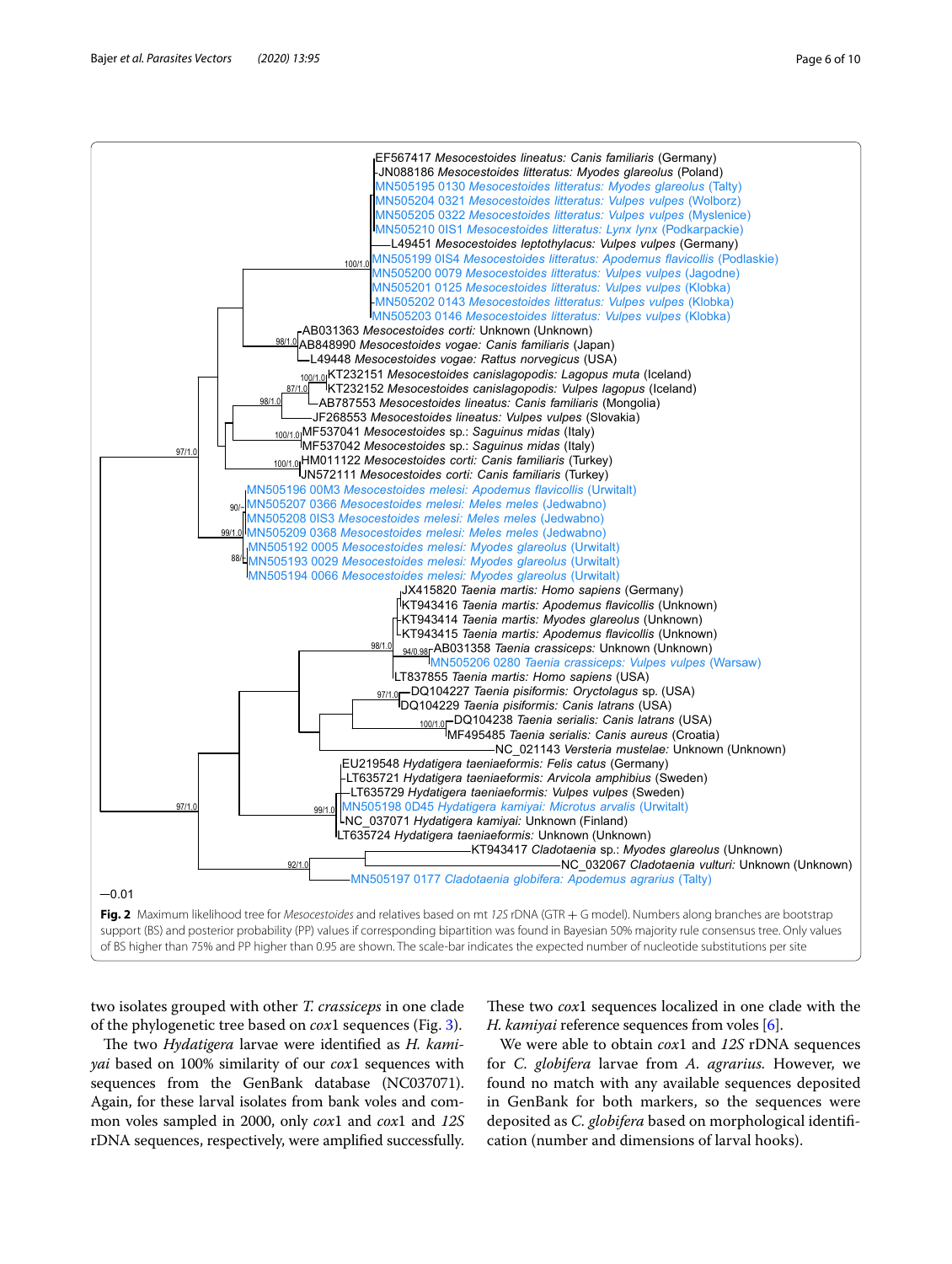**Fig. 2** Maximum likelihood tree for *Mesocestoides* and relatives based on mt *12S* rDNA (GTR + G model). Numbers along branches are bootstrap support (BS) and posterior probability (PP) values if corresponding bipartition was found in Bayesian 50% majority rule consensus tree. Only values of BS higher than 75% and PP higher than 0.95 are shown. The scale-bar indicates the expected number of nucleotide substitutions per site

two isolates grouped with other *T. crassiceps* in one clade of the phylogenetic tree based on *cox*1 sequences (Fig. 3).

The two *Hydatigera* larvae were identified as *H. kamiyai* based on 100% similarity of our *cox*1 sequences with sequences from the GenBank database (NC037071). Again, for these larval isolates from bank voles and common voles sampled in 2000, only *cox*1 and *cox*1 and *12S* rDNA sequences, respectively, were amplified successfully. These two *cox*1 sequences localized in one clade with the *H. kamiyai* reference sequences from voles [6].

We were able to obtain *cox*1 and *12S* rDNA sequences for *C. globifera* larvae from *A. agrarius*. However, we found no match with any available sequences deposited in GenBank for both markers, so the sequences were deposited as *C. globifera* based on morphological identification (number and dimensions of larval hooks).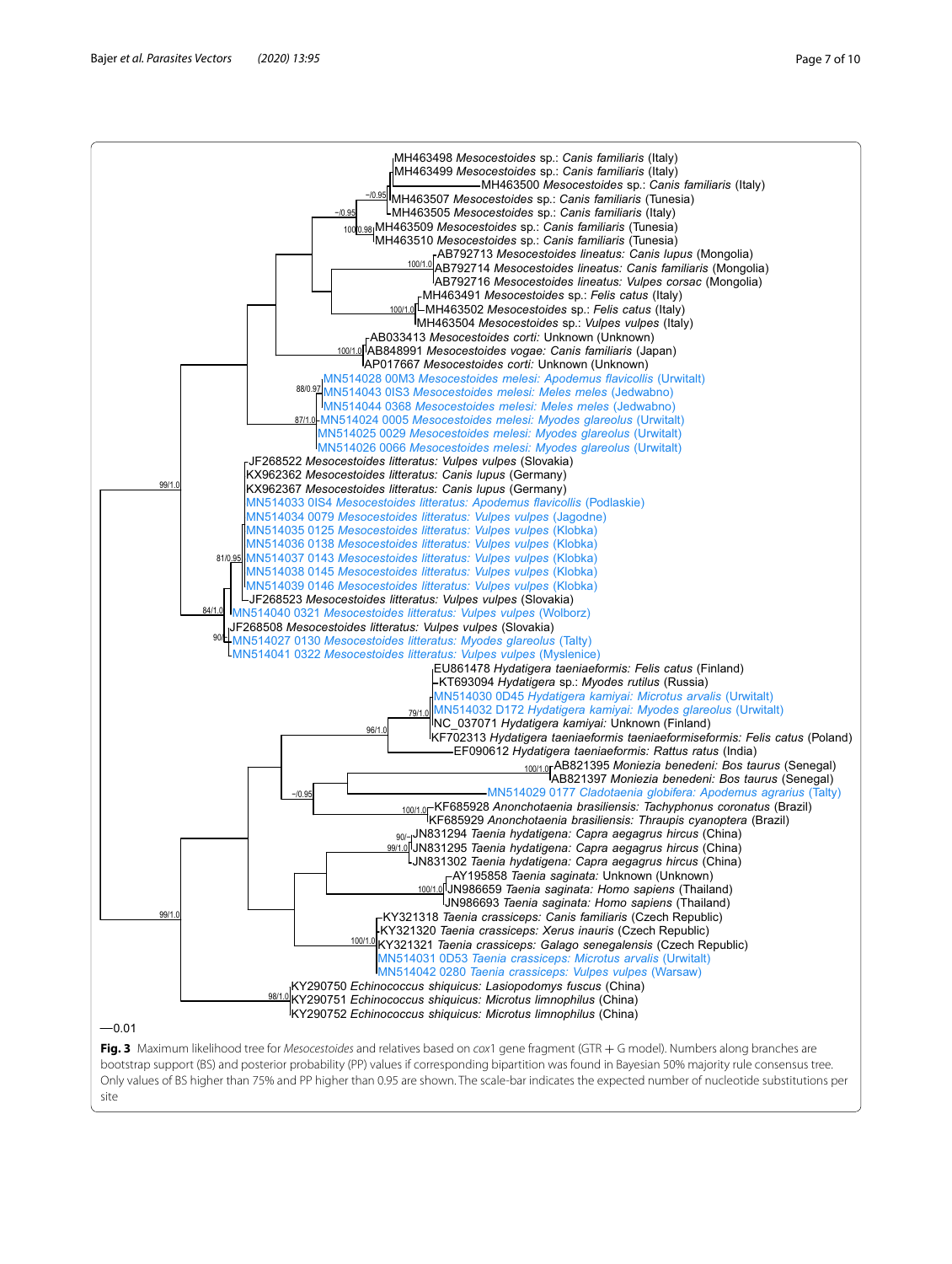**Fig. 3** Maximum likelihood tree for *Mesocestoides* and relatives based on *cox*1 gene fragment (GTR + G model). Numbers along branches are bootstrap support (BS) and posterior probability (PP) values if corresponding bipartition was found in Bayesian 50% majority rule consensus tree. Only values of BS higher than 75% and PP higher than 0.95 are shown. The scale-bar indicates the expected number of nucleotide substitutions per site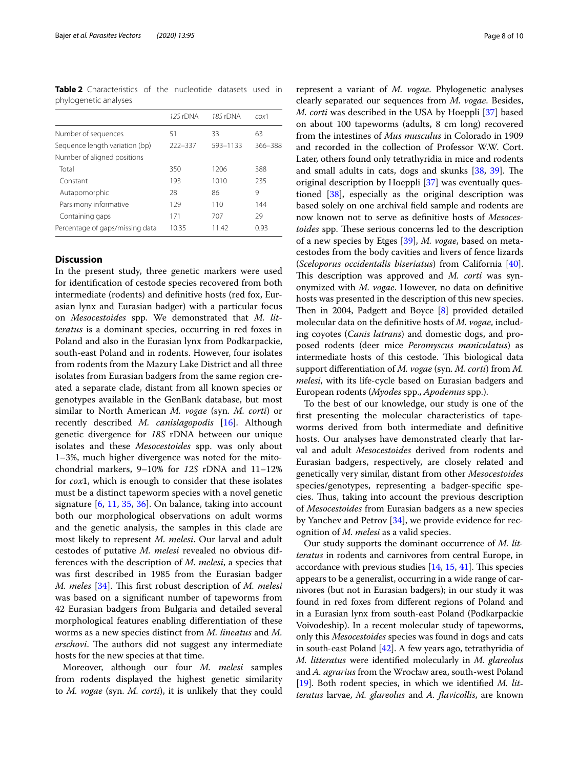**Table 2** Characteristics of the nucleotide datasets used in phylogenetic analyses

| | *12S* rDNA | *18S* rDNA | *cox*1 |
|---|---|---|---|
| Number of sequences | 51 | 33 | 63 |
| Sequence length variation (bp) | 222–337 | 593–1133 | 366–388 |
| Number of aligned positions | | | |
| Total | 350 | 1206 | 388 |
| Constant | 193 | 1010 | 235 |
| Autapomorphic | 28 | 86 | 9 |
| Parsimony informative | 129 | 110 | 144 |
| Containing gaps | 171 | 707 | 29 |
| Percentage of gaps/missing data | 10.35 | 11.42 | 0.93 |

## Discussion

In the present study, three genetic markers were used for identification of cestode species recovered from both intermediate (rodents) and definitive hosts (red fox, Eurasian lynx and Eurasian badger) with a particular focus on *Mesocestoides* spp. We demonstrated that *M. litteratus* is a dominant species, occurring in red foxes in Poland and also in the Eurasian lynx from Podkarpackie, south-east Poland and in rodents. However, four isolates from rodents from the Mazury Lake District and all three isolates from Eurasian badgers from the same region created a separate clade, distant from all known species or genotypes available in the GenBank database, but most similar to North American *M. vogae* (syn. *M. corti*) or recently described *M. canislagopodis* [16]. Although genetic divergence for *18S* rDNA between our unique isolates and these *Mesocestoides* spp. was only about 1–3%, much higher divergence was noted for the mitochondrial markers, 9–10% for *12S* rDNA and 11–12% for *cox*1, which is enough to consider that these isolates must be a distinct tapeworm species with a novel genetic signature [6, 11, 35, 36]. On balance, taking into account both our morphological observations on adult worms and the genetic analysis, the samples in this clade are most likely to represent *M. melesi*. Our larval and adult cestodes of putative *M. melesi* revealed no obvious differences with the description of *M. melesi*, a species that was first described in 1985 from the Eurasian badger *M. meles* [34]. This first robust description of *M. melesi* was based on a significant number of tapeworms from 42 Eurasian badgers from Bulgaria and detailed several morphological features enabling differentiation of these worms as a new species distinct from *M. lineatus* and *M. erschovi*. The authors did not suggest any intermediate hosts for the new species at that time.

Moreover, although our four *M. melesi* samples from rodents displayed the highest genetic similarity to *M. vogae* (syn. *M. corti*), it is unlikely that they could represent a variant of *M. vogae*. Phylogenetic analyses clearly separated our sequences from *M. vogae*. Besides, *M. corti* was described in the USA by Hoeppli [37] based on about 100 tapeworms (adults, 8 cm long) recovered from the intestines of *Mus musculus* in Colorado in 1909 and recorded in the collection of Professor W.W. Cort. Later, others found only tetrathyridia in mice and rodents and small adults in cats, dogs and skunks [38, 39]. The original description by Hoeppli [37] was eventually questioned [38], especially as the original description was based solely on one archival field sample and rodents are now known not to serve as definitive hosts of *Mesocestoides* spp. These serious concerns led to the description of a new species by Etges [39], *M. vogae*, based on metacestodes from the body cavities and livers of fence lizards (*Sceloporus occidentalis biseriatus*) from California [40]. This description was approved and *M. corti* was synonymized with *M. vogae*. However, no data on definitive hosts was presented in the description of this new species. Then in 2004, Padgett and Boyce [8] provided detailed molecular data on the definitive hosts of *M. vogae*, including coyotes (*Canis latrans*) and domestic dogs, and proposed rodents (deer mice *Peromyscus maniculatus*) as intermediate hosts of this cestode. This biological data support differentiation of *M. vogae* (syn. *M. corti*) from *M. melesi*, with its life-cycle based on Eurasian badgers and European rodents (*Myodes* spp., *Apodemus* spp.).

To the best of our knowledge, our study is one of the first presenting the molecular characteristics of tapeworms derived from both intermediate and definitive hosts. Our analyses have demonstrated clearly that larval and adult *Mesocestoides* derived from rodents and Eurasian badgers, respectively, are closely related and genetically very similar, distant from other *Mesocestoides* species/genotypes, representing a badger-specific species. Thus, taking into account the previous description of *Mesocestoides* from Eurasian badgers as a new species by Yanchev and Petrov [34], we provide evidence for recognition of *M. melesi* as a valid species.

Our study supports the dominant occurrence of *M. litteratus* in rodents and carnivores from central Europe, in accordance with previous studies [14, 15, 41]. This species appears to be a generalist, occurring in a wide range of carnivores (but not in Eurasian badgers); in our study it was found in red foxes from different regions of Poland and in a Eurasian lynx from south-east Poland (Podkarpackie Voivodeship). In a recent molecular study of tapeworms, only this *Mesocestoides* species was found in dogs and cats in south-east Poland [42]. A few years ago, tetrathyridia of *M. litteratus* were identified molecularly in *M. glareolus* and *A. agrarius* from the Wrocław area, south-west Poland [19]. Both rodent species, in which we identified *M. litteratus* larvae, *M. glareolus* and *A. flavicollis*, are known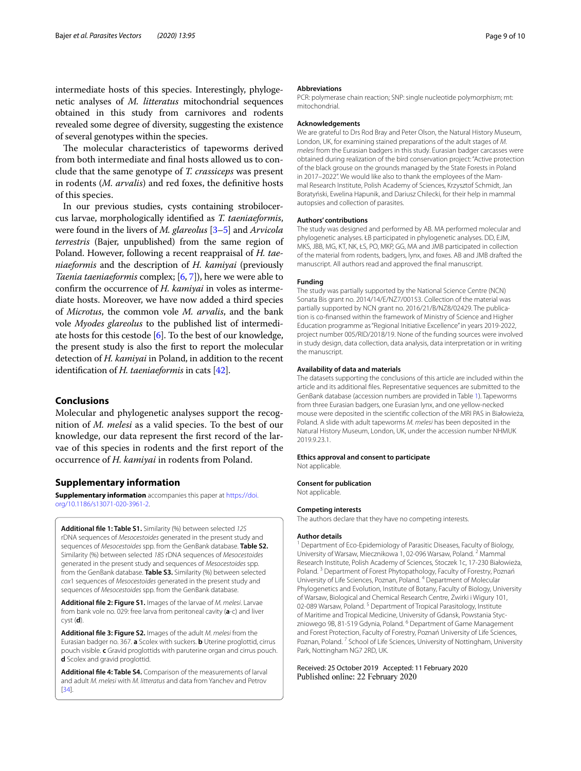intermediate hosts of this species. Interestingly, phylogenetic analyses of *M. litteratus* mitochondrial sequences obtained in this study from carnivores and rodents revealed some degree of diversity, suggesting the existence of several genotypes within the species.

The molecular characteristics of tapeworms derived from both intermediate and final hosts allowed us to conclude that the same genotype of *T. crassiceps* was present in rodents (*M. arvalis*) and red foxes, the definitive hosts of this species.

In our previous studies, cysts containing strobilocercus larvae, morphologically identified as *T. taeniaeformis*, were found in the livers of *M. glareolus* [3–5] and *Arvicola terrestris* (Bajer, unpublished) from the same region of Poland. However, following a recent reappraisal of *H. taeniaeformis* and the description of *H. kamiyai* (previously *Taenia taeniaeformis* complex; [6, 7]), here we were able to confirm the occurrence of *H. kamiyai* in voles as intermediate hosts. Moreover, we have now added a third species of *Microtus*, the common vole *M. arvalis*, and the bank vole *Myodes glareolus* to the published list of intermediate hosts for this cestode [6]. To the best of our knowledge, the present study is also the first to report the molecular detection of *H. kamiyai* in Poland, in addition to the recent identification of *H. taeniaeformis* in cats [42].

## Conclusions

Molecular and phylogenetic analyses support the recognition of *M. melesi* as a valid species. To the best of our knowledge, our data represent the first record of the larvae of this species in rodents and the first report of the occurrence of *H. kamiyai* in rodents from Poland.

## Supplementary information

**Supplementary information** accompanies this paper at https://doi.org/10.1186/s13071-020-3961-2.

**Additional file 1: Table S1.** Similarity (%) between selected *12S* rDNA sequences of *Mesocestoides* generated in the present study and sequences of *Mesocestoides* spp. from the GenBank database. **Table S2.** Similarity (%) between selected *18S* rDNA sequences of *Mesocestoides* generated in the present study and sequences of *Mesocestoides* spp. from the GenBank database. **Table S3.** Similarity (%) between selected *cox*1 sequences of *Mesocestoides* generated in the present study and sequences of *Mesocestoides* spp. from the GenBank database.

**Additional file 2: Figure S1.** Images of the larvae of *M. melesi*. Larvae from bank vole no. 029: free larva from peritoneal cavity (**a**-c) and liver cyst (**d**).

**Additional file 3: Figure S2.** Images of the adult *M. melesi* from the Eurasian badger no. 367. **a** Scolex with suckers. **b** Uterine proglottid, cirrus pouch visible. **c** Gravid proglottids with paruterine organ and cirrus pouch. **d** Scolex and gravid proglottid.

**Additional file 4: Table S4.** Comparison of the measurements of larval and adult *M. melesi* with *M. litteratus* and data from Yanchev and Petrov [34].

#### Abbreviations

PCR: polymerase chain reaction; SNP: single nucleotide polymorphism; mt: mitochondrial.

#### Acknowledgements

We are grateful to Drs Rod Bray and Peter Olson, the Natural History Museum, London, UK, for examining stained preparations of the adult stages of *M. melesi* from the Eurasian badgers in this study. Eurasian badger carcasses were obtained during realization of the bird conservation project: "Active protection of the black grouse on the grounds managed by the State Forests in Poland in 2017–2022". We would like also to thank the employees of the Mammal Research Institute, Polish Academy of Sciences, Krzysztof Schmidt, Jan Boratyński, Ewelina Hapunik, and Dariusz Chilecki, for their help in mammal autopsies and collection of parasites.

#### Authors' contributions

The study was designed and performed by AB. MA performed molecular and phylogenetic analyses. ŁB participated in phylogenetic analyses. DD, EJM, MKS, JBB, MG, KT, NK, ŁS, PO, MKP, GG, MA and JMB participated in collection of the material from rodents, badgers, lynx, and foxes. AB and JMB drafted the manuscript. All authors read and approved the final manuscript.

#### Funding

The study was partially supported by the National Science Centre (NCN) Sonata Bis grant no. 2014/14/E/NZ7/00153. Collection of the material was partially supported by NCN grant no. 2016/21/B/NZ8/02429. The publication is co-finansed within the framework of Ministry of Science and Higher Education programme as "Regional Initiative Excellence" in years 2019-2022, project number 005/RID/2018/19. None of the funding sources were involved in study design, data collection, data analysis, data interpretation or in writing the manuscript.

#### Availability of data and materials

The datasets supporting the conclusions of this article are included within the article and its additional files. Representative sequences are submitted to the GenBank database (accession numbers are provided in Table 1). Tapeworms from three Eurasian badgers, one Eurasian lynx, and one yellow-necked mouse were deposited in the scientific collection of the MRI PAS in Białowieża, Poland. A slide with adult tapeworms *M. melesi* has been deposited in the Natural History Museum, London, UK, under the accession number NHMUK 2019.9.23.1.

#### Ethics approval and consent to participate

Not applicable.

#### Consent for publication

Not applicable.

#### Competing interests

The authors declare that they have no competing interests.

#### Author details

[1] Department of Eco-Epidemiology of Parasitic Diseases, Faculty of Biology, University of Warsaw, Miecznikowa 1, 02-096 Warsaw, Poland. [2] Mammal Research Institute, Polish Academy of Sciences, Stoczek 1c, 17-230 Białowieża, Poland. [3] Department of Forest Phytopathology, Faculty of Forestry, Poznań University of Life Sciences, Poznan, Poland. [4] Department of Molecular Phylogenetics and Evolution, Institute of Botany, Faculty of Biology, University of Warsaw, Biological and Chemical Research Centre, Żwirki i Wigury 101, 02-089 Warsaw, Poland. [5] Department of Tropical Parasitology, Institute of Maritime and Tropical Medicine, University of Gdansk, Powstania Styczniowego 9B, 81-519 Gdynia, Poland. [6] Department of Game Management and Forest Protection, Faculty of Forestry, Poznań University of Life Sciences, Poznan, Poland. [7] School of Life Sciences, University of Nottingham, University Park, Nottingham NG7 2RD, UK.

Received: 25 October 2019 Accepted: 11 February 2020
Published online: 22 February 2020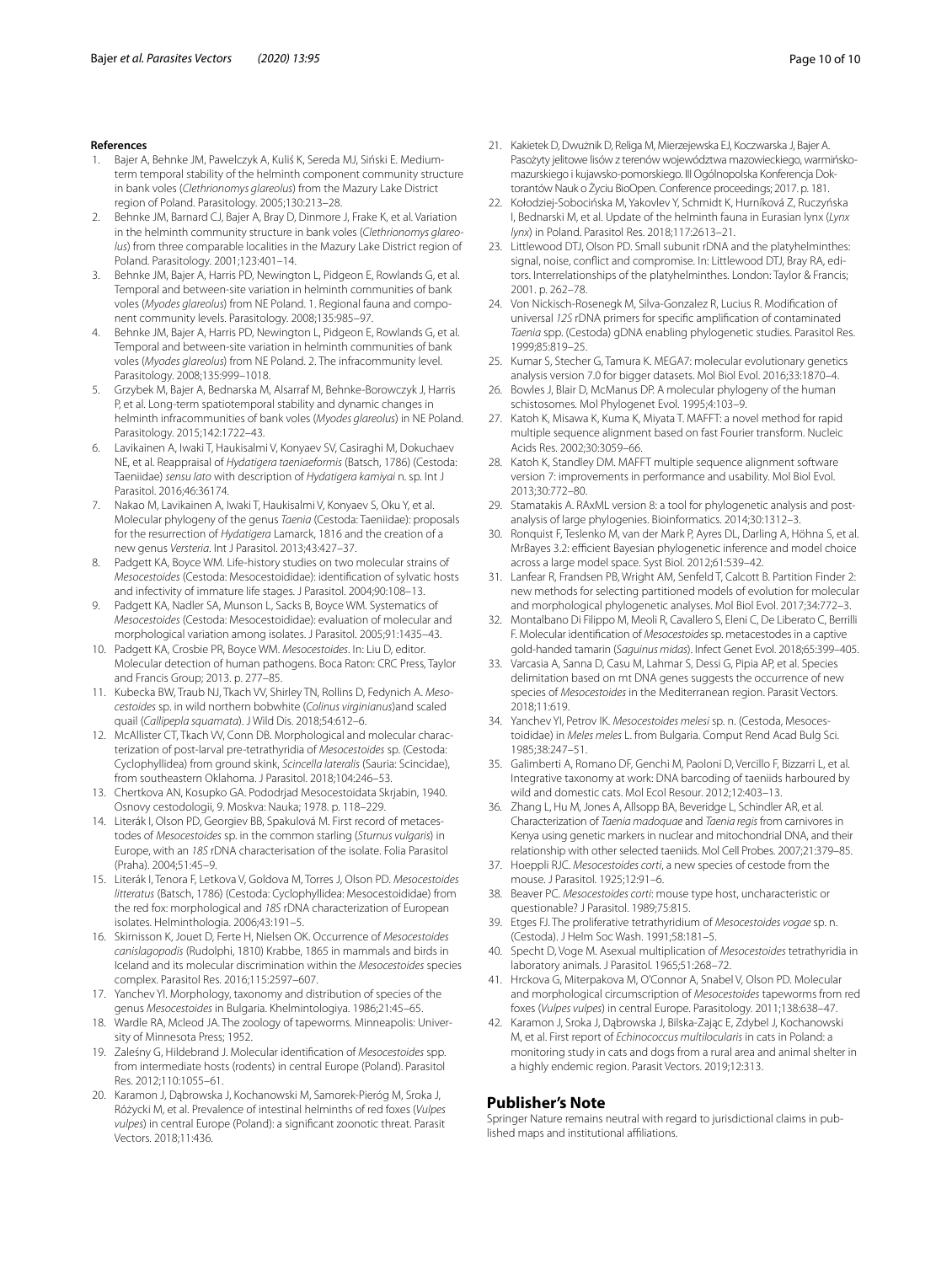### References

1. Bajer A, Behnke JM, Pawelczyk A, Kuliś K, Sereda MJ, Siński E. Medium-term temporal stability of the helminth component community structure in bank voles (*Clethrionomys glareolus*) from the Mazury Lake District region of Poland. Parasitology. 2005;130:213–28.
2. Behnke JM, Barnard CJ, Bajer A, Bray D, Dinmore J, Frake K, et al. Variation in the helminth community structure in bank voles (*Clethrionomys glareolus*) from three comparable localities in the Mazury Lake District region of Poland. Parasitology. 2001;123:401–14.
3. Behnke JM, Bajer A, Harris PD, Newington L, Pidgeon E, Rowlands G, et al. Temporal and between-site variation in helminth communities of bank voles (*Myodes glareolus*) from NE Poland. 1. Regional fauna and component community levels. Parasitology. 2008;135:985–97.
4. Behnke JM, Bajer A, Harris PD, Newington L, Pidgeon E, Rowlands G, et al. Temporal and between-site variation in helminth communities of bank voles (*Myodes glareolus*) from NE Poland. 2. The infracommunity level. Parasitology. 2008;135:999–1018.
5. Grzybek M, Bajer A, Bednarska M, Alsarraf M, Behnke-Borowczyk J, Harris P, et al. Long-term spatiotemporal stability and dynamic changes in helminth infracommunities of bank voles (*Myodes glareolus*) in NE Poland. Parasitology. 2015;142:1722–43.
6. Lavikainen A, Iwaki T, Haukisalmi V, Konyaev SV, Casiraghi M, Dokuchaev NE, et al. Reappraisal of *Hydatigera taeniaeformis* (Batsch, 1786) (Cestoda: Taeniidae) *sensu lato* with description of *Hydatigera kamiyai* n. sp. Int J Parasitol. 2016;46:36174.
7. Nakao M, Lavikainen A, Iwaki T, Haukisalmi V, Konyaev S, Oku Y, et al. Molecular phylogeny of the genus *Taenia* (Cestoda: Taeniidae): proposals for the resurrection of *Hydatigera* Lamarck, 1816 and the creation of a new genus *Versteria*. Int J Parasitol. 2013;43:427–37.
8. Padgett KA, Boyce WM. Life-history studies on two molecular strains of *Mesocestoides* (Cestoda: Mesocestoididae): identification of sylvatic hosts and infectivity of immature life stages. J Parasitol. 2004;90:108–13.
9. Padgett KA, Nadler SA, Munson L, Sacks B, Boyce WM. Systematics of *Mesocestoides* (Cestoda: Mesocestoididae): evaluation of molecular and morphological variation among isolates. J Parasitol. 2005;91:1435–43.
10. Padgett KA, Crosbie PR, Boyce WM. *Mesocestoides*. In: Liu D, editor. Molecular detection of human pathogens. Boca Raton: CRC Press, Taylor and Francis Group; 2013. p. 277–85.
11. Kubecka BW, Traub NJ, Tkach VV, Shirley TN, Rollins D, Fedynich A. *Mesocestoides* sp. in wild northern bobwhite (*Colinus virginianus*)and scaled quail (*Callipepla squamata*). J Wild Dis. 2018;54:612–6.
12. McAllister CT, Tkach VV, Conn DB. Morphological and molecular characterization of post-larval pre-tetrathyridia of *Mesocestoides* sp. (Cestoda: Cyclophyllidea) from ground skink, *Scincella lateralis* (Sauria: Scincidae), from southeastern Oklahoma. J Parasitol. 2018;104:246–53.
13. Chertkova AN, Kosupko GA. Pododrjad Mesocestoidata Skrjabin, 1940. Osnovy cestodologii, 9. Moskva: Nauka; 1978. p. 118–229.
14. Literák I, Olson PD, Georgiev BB, Spakulová M. First record of metacestodes of *Mesocestoides* sp. in the common starling (*Sturnus vulgaris*) in Europe, with an *18S* rDNA characterisation of the isolate. Folia Parasitol (Praha). 2004;51:45–9.
15. Literák I, Tenora F, Letkova V, Goldova M, Torres J, Olson PD. *Mesocestoides litteratus* (Batsch, 1786) (Cestoda: Cyclophyllidea: Mesocestoididae) from the red fox: morphological and *18S* rDNA characterization of European isolates. Helminthologia. 2006;43:191–5.
16. Skirnisson K, Jouet D, Ferte H, Nielsen OK. Occurrence of *Mesocestoides canislagopodis* (Rudolphi, 1810) Krabbe, 1865 in mammals and birds in Iceland and its molecular discrimination within the *Mesocestoides* species complex. Parasitol Res. 2016;115:2597–607.
17. Yanchev YI. Morphology, taxonomy and distribution of species of the genus *Mesocestoides* in Bulgaria. Khelmintologiya. 1986;21:45–65.
18. Wardle RA, Mcleod JA. The zoology of tapeworms. Minneapolis: University of Minnesota Press; 1952.
19. Zaleśny G, Hildebrand J. Molecular identification of *Mesocestoides* spp. from intermediate hosts (rodents) in central Europe (Poland). Parasitol Res. 2012;110:1055–61.
20. Karamon J, Dąbrowska J, Kochanowski M, Samorek-Pieróg M, Sroka J, Różycki M, et al. Prevalence of intestinal helminths of red foxes (*Vulpes vulpes*) in central Europe (Poland): a significant zoonotic threat. Parasit Vectors. 2018;11:436.
21. Kakietek D, Dwużnik D, Religa M, Mierzejewska EJ, Koczwarska J, Bajer A. Pasożyty jelitowe lisów z terenów województwa mazowieckiego, warmińsko-mazurskiego i kujawsko-pomorskiego. III Ogólnopolska Konferencja Doktorantów Nauk o Życiu BioOpen. Conference proceedings; 2017. p. 181.
22. Kołodziej-Sobocińska M, Yakovlev Y, Schmidt K, Hurníková Z, Ruczyńska I, Bednarski M, et al. Update of the helminth fauna in Eurasian lynx (*Lynx lynx*) in Poland. Parasitol Res. 2018;117:2613–21.
23. Littlewood DTJ, Olson PD. Small subunit rDNA and the platyhelminthes: signal, noise, conflict and compromise. In: Littlewood DTJ, Bray RA, editors. Interrelationships of the platyhelminthes. London: Taylor & Francis; 2001. p. 262–78.
24. Von Nickisch-Rosenegk M, Silva-Gonzalez R, Lucius R. Modification of universal *12S* rDNA primers for specific amplification of contaminated *Taenia* spp. (Cestoda) gDNA enabling phylogenetic studies. Parasitol Res. 1999;85:819–25.
25. Kumar S, Stecher G, Tamura K. MEGA7: molecular evolutionary genetics analysis version 7.0 for bigger datasets. Mol Biol Evol. 2016;33:1870–4.
26. Bowles J, Blair D, McManus DP. A molecular phylogeny of the human schistosomes. Mol Phylogenet Evol. 1995;4:103–9.
27. Katoh K, Misawa K, Kuma K, Miyata T. MAFFT: a novel method for rapid multiple sequence alignment based on fast Fourier transform. Nucleic Acids Res. 2002;30:3059–66.
28. Katoh K, Standley DM. MAFFT multiple sequence alignment software version 7: improvements in performance and usability. Mol Biol Evol. 2013;30:772–80.
29. Stamatakis A. RAxML version 8: a tool for phylogenetic analysis and post-analysis of large phylogenies. Bioinformatics. 2014;30:1312–3.
30. Ronquist F, Teslenko M, van der Mark P, Ayres DL, Darling A, Höhna S, et al. MrBayes 3.2: efficient Bayesian phylogenetic inference and model choice across a large model space. Syst Biol. 2012;61:539–42.
31. Lanfear R, Frandsen PB, Wright AM, Senfeld T, Calcott B. Partition Finder 2: new methods for selecting partitioned models of evolution for molecular and morphological phylogenetic analyses. Mol Biol Evol. 2017;34:772–3.
32. Montalbano Di Filippo M, Meoli R, Cavallero S, Eleni C, De Liberato C, Berrilli F. Molecular identification of *Mesocestoides* sp. metacestodes in a captive gold-handed tamarin (*Saguinus midas*). Infect Genet Evol. 2018;65:399–405.
33. Varcasia A, Sanna D, Casu M, Lahmar S, Dessì G, Pipia AP, et al. Species delimitation based on mt DNA genes suggests the occurrence of new species of *Mesocestoides* in the Mediterranean region. Parasit Vectors. 2018;11:619.
34. Yanchev YI, Petrov IK. *Mesocestoides melesi* sp. n. (Cestoda, Mesocestoididae) in *Meles meles* L. from Bulgaria. Comput Rend Acad Bulg Sci. 1985;38:247–51.
35. Galimberti A, Romano DF, Genchi M, Paoloni D, Vercillo F, Bizzarri L, et al. Integrative taxonomy at work: DNA barcoding of taeniids harboured by wild and domestic cats. Mol Ecol Resour. 2012;12:403–13.
36. Zhang L, Hu M, Jones A, Allsopp BA, Beveridge L, Schindler AR, et al. Characterization of *Taenia madoquae* and *Taenia regis* from carnivores in Kenya using genetic markers in nuclear and mitochondrial DNA, and their relationship with other selected taeniids. Mol Cell Probes. 2007;21:379–85.
37. Hoeppli RJC. *Mesocestoides corti*, a new species of cestode from the mouse. J Parasitol. 1925;12:91–6.
38. Beaver PC. *Mesocestoides corti*: mouse type host, uncharacteristic or questionable? J Parasitol. 1989;75:815.
39. Etges FJ. The proliferative tetrathyridium of *Mesocestoides vogae* sp. n. (Cestoda). J Helm Soc Wash. 1991;58:181–5.
40. Specht D, Voge M. Asexual multiplication of *Mesocestoides* tetrathyridia in laboratory animals. J Parasitol. 1965;51:268–72.
41. Hrckova G, Miterpakova M, O'Connor A, Snabel V, Olson PD. Molecular and morphological circumscription of *Mesocestoides* tapeworms from red foxes (*Vulpes vulpes*) in central Europe. Parasitology. 2011;138:638–47.
42. Karamon J, Sroka J, Dąbrowska J, Bilska-Zając E, Zdybel J, Kochanowski M, et al. First report of *Echinococcus multilocularis* in cats in Poland: a monitoring study in cats and dogs from a rural area and animal shelter in a highly endemic region. Parasit Vectors. 2019;12:313.

## Publisher's Note

Springer Nature remains neutral with regard to jurisdictional claims in published maps and institutional affiliations.